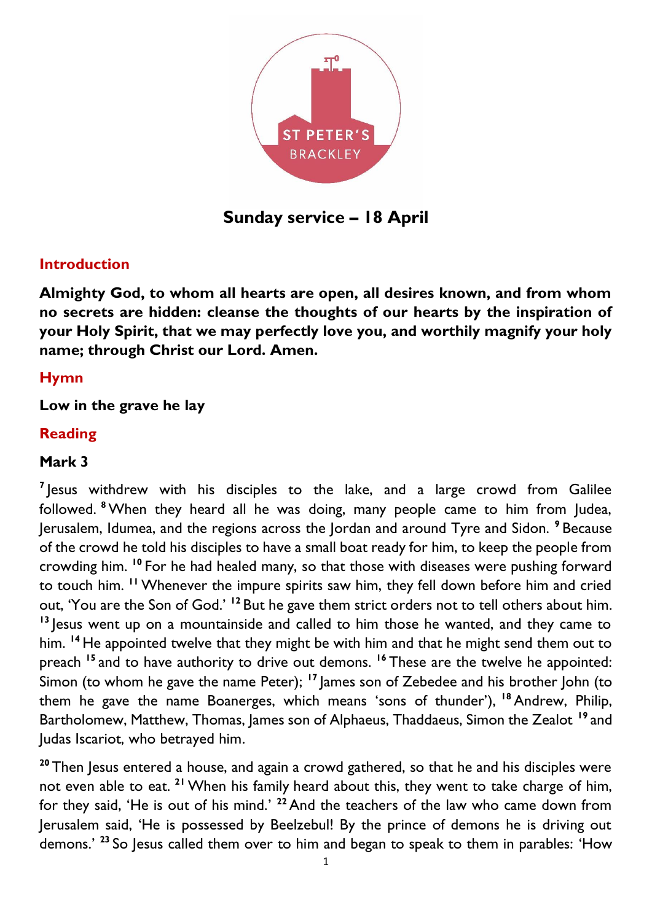ST PETER'S BRACKLEY

# Sunday service – 18 April

## Introduction

**Almighty God, to whom all hearts are open, all desires known, and from whom no secrets are hidden: cleanse the thoughts of our hearts by the inspiration of your Holy Spirit, that we may perfectly love you, and worthily magnify your holy name; through Christ our Lord. Amen.**

## Hymn

**Low in the grave he lay**

## Reading

### Mark 3

[7] Jesus withdrew with his disciples to the lake, and a large crowd from Galilee followed. [8] When they heard all he was doing, many people came to him from Judea, Jerusalem, Idumea, and the regions across the Jordan and around Tyre and Sidon. [9] Because of the crowd he told his disciples to have a small boat ready for him, to keep the people from crowding him. [10] For he had healed many, so that those with diseases were pushing forward to touch him. [11] Whenever the impure spirits saw him, they fell down before him and cried out, 'You are the Son of God.' [12] But he gave them strict orders not to tell others about him. [13] Jesus went up on a mountainside and called to him those he wanted, and they came to him. [14] He appointed twelve that they might be with him and that he might send them out to preach [15] and to have authority to drive out demons. [16] These are the twelve he appointed: Simon (to whom he gave the name Peter); [17] James son of Zebedee and his brother John (to them he gave the name Boanerges, which means 'sons of thunder'), [18] Andrew, Philip, Bartholomew, Matthew, Thomas, James son of Alphaeus, Thaddaeus, Simon the Zealot [19] and Judas Iscariot, who betrayed him.

[20] Then Jesus entered a house, and again a crowd gathered, so that he and his disciples were not even able to eat. [21] When his family heard about this, they went to take charge of him, for they said, 'He is out of his mind.' [22] And the teachers of the law who came down from Jerusalem said, 'He is possessed by Beelzebul! By the prince of demons he is driving out demons.' [23] So Jesus called them over to him and began to speak to them in parables: 'How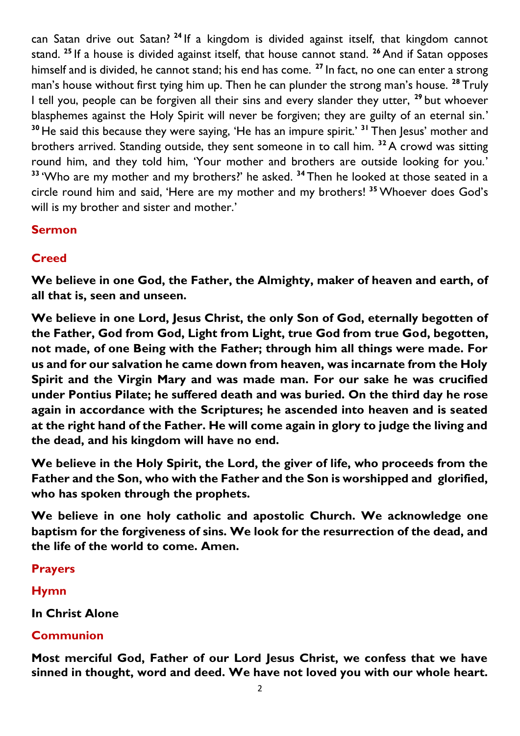can Satan drive out Satan? [24] If a kingdom is divided against itself, that kingdom cannot stand. [25] If a house is divided against itself, that house cannot stand. [26] And if Satan opposes himself and is divided, he cannot stand; his end has come. [27] In fact, no one can enter a strong man's house without first tying him up. Then he can plunder the strong man's house. [28] Truly I tell you, people can be forgiven all their sins and every slander they utter, [29] but whoever blasphemes against the Holy Spirit will never be forgiven; they are guilty of an eternal sin.' [30] He said this because they were saying, 'He has an impure spirit.' [31] Then Jesus' mother and brothers arrived. Standing outside, they sent someone in to call him. [32] A crowd was sitting round him, and they told him, 'Your mother and brothers are outside looking for you.' [33] 'Who are my mother and my brothers?' he asked. [34] Then he looked at those seated in a circle round him and said, 'Here are my mother and my brothers! [35] Whoever does God's will is my brother and sister and mother.'

## Sermon

## Creed

**We believe in one God, the Father, the Almighty, maker of heaven and earth, of all that is, seen and unseen.**

**We believe in one Lord, Jesus Christ, the only Son of God, eternally begotten of the Father, God from God, Light from Light, true God from true God, begotten, not made, of one Being with the Father; through him all things were made. For us and for our salvation he came down from heaven, was incarnate from the Holy Spirit and the Virgin Mary and was made man. For our sake he was crucified under Pontius Pilate; he suffered death and was buried. On the third day he rose again in accordance with the Scriptures; he ascended into heaven and is seated at the right hand of the Father. He will come again in glory to judge the living and the dead, and his kingdom will have no end.**

**We believe in the Holy Spirit, the Lord, the giver of life, who proceeds from the Father and the Son, who with the Father and the Son is worshipped and glorified, who has spoken through the prophets.**

**We believe in one holy catholic and apostolic Church. We acknowledge one baptism for the forgiveness of sins. We look for the resurrection of the dead, and the life of the world to come. Amen.**

## Prayers

## Hymn

**In Christ Alone**

## Communion

**Most merciful God, Father of our Lord Jesus Christ, we confess that we have sinned in thought, word and deed. We have not loved you with our whole heart.**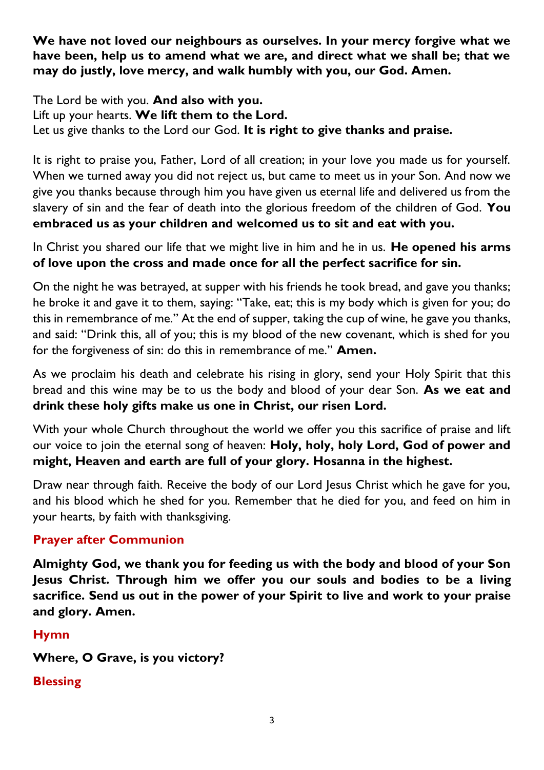**We have not loved our neighbours as ourselves. In your mercy forgive what we have been, help us to amend what we are, and direct what we shall be; that we may do justly, love mercy, and walk humbly with you, our God. Amen.**

The Lord be with you. **And also with you.**
Lift up your hearts. **We lift them to the Lord.**
Let us give thanks to the Lord our God. **It is right to give thanks and praise.**

It is right to praise you, Father, Lord of all creation; in your love you made us for yourself. When we turned away you did not reject us, but came to meet us in your Son. And now we give you thanks because through him you have given us eternal life and delivered us from the slavery of sin and the fear of death into the glorious freedom of the children of God. **You embraced us as your children and welcomed us to sit and eat with you.**

In Christ you shared our life that we might live in him and he in us. **He opened his arms of love upon the cross and made once for all the perfect sacrifice for sin.**

On the night he was betrayed, at supper with his friends he took bread, and gave you thanks; he broke it and gave it to them, saying: "Take, eat; this is my body which is given for you; do this in remembrance of me." At the end of supper, taking the cup of wine, he gave you thanks, and said: "Drink this, all of you; this is my blood of the new covenant, which is shed for you for the forgiveness of sin: do this in remembrance of me." **Amen.**

As we proclaim his death and celebrate his rising in glory, send your Holy Spirit that this bread and this wine may be to us the body and blood of your dear Son. **As we eat and drink these holy gifts make us one in Christ, our risen Lord.**

With your whole Church throughout the world we offer you this sacrifice of praise and lift our voice to join the eternal song of heaven: **Holy, holy, holy Lord, God of power and might, Heaven and earth are full of your glory. Hosanna in the highest.**

Draw near through faith. Receive the body of our Lord Jesus Christ which he gave for you, and his blood which he shed for you. Remember that he died for you, and feed on him in your hearts, by faith with thanksgiving.

## Prayer after Communion

**Almighty God, we thank you for feeding us with the body and blood of your Son Jesus Christ. Through him we offer you our souls and bodies to be a living sacrifice. Send us out in the power of your Spirit to live and work to your praise and glory. Amen.**

## Hymn

**Where, O Grave, is you victory?**

## Blessing